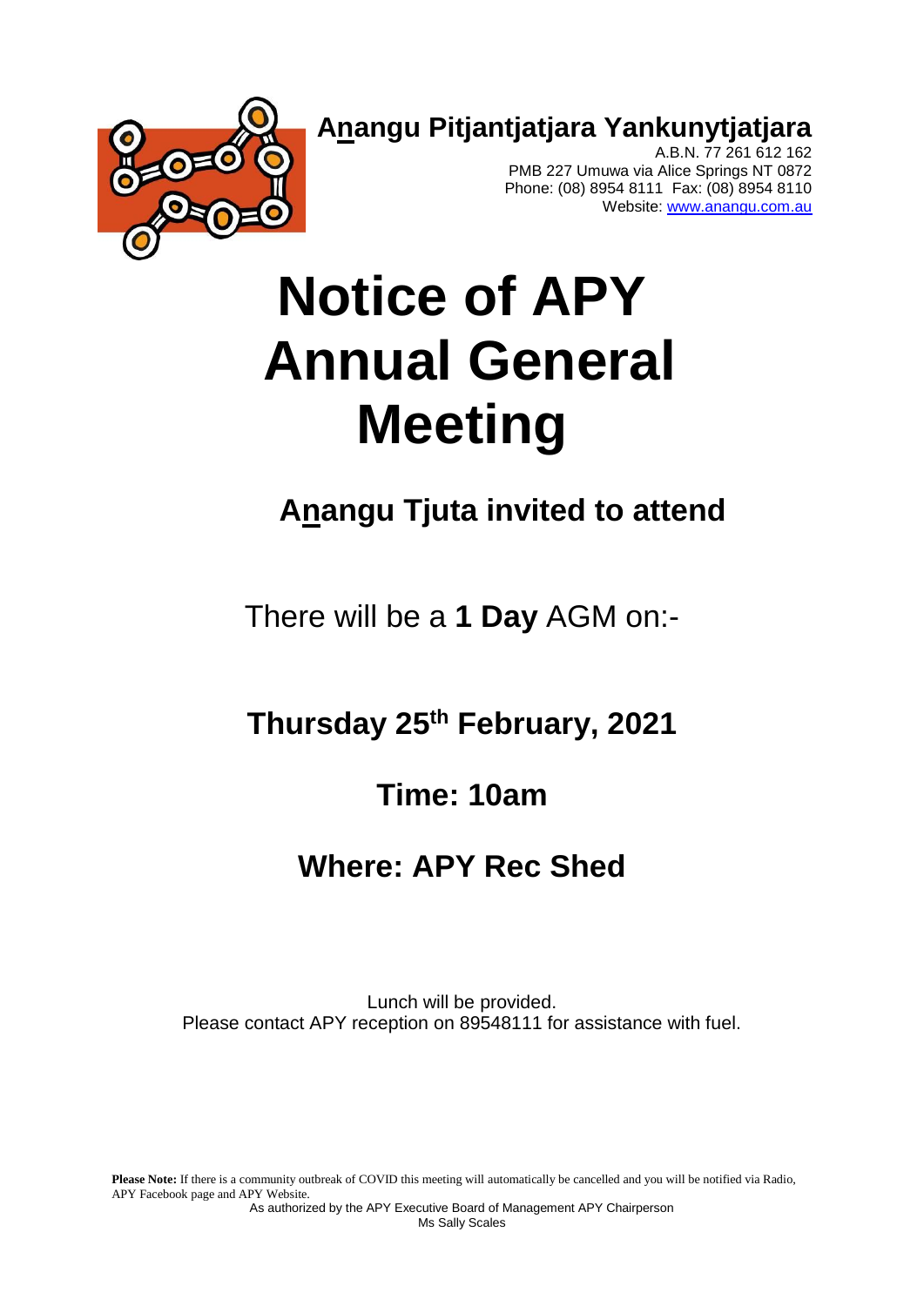**Anangu Pitjantjatjara Yankunytjatjara**

A.B.N. 77 261 612 162
PMB 227 Umuwa via Alice Springs NT 0872
Phone: (08) 8954 8111 Fax: (08) 8954 8110
Website: www.anangu.com.au

# Notice of APY Annual General Meeting

## Anangu Tjuta invited to attend

There will be a **1 Day** AGM on:-

## Thursday 25th February, 2021

## Time: 10am

## Where: APY Rec Shed

Lunch will be provided.
Please contact APY reception on 89548111 for assistance with fuel.

**Please Note:** If there is a community outbreak of COVID this meeting will automatically be cancelled and you will be notified via Radio, APY Facebook page and APY Website.

As authorized by the APY Executive Board of Management APY Chairperson
Ms Sally Scales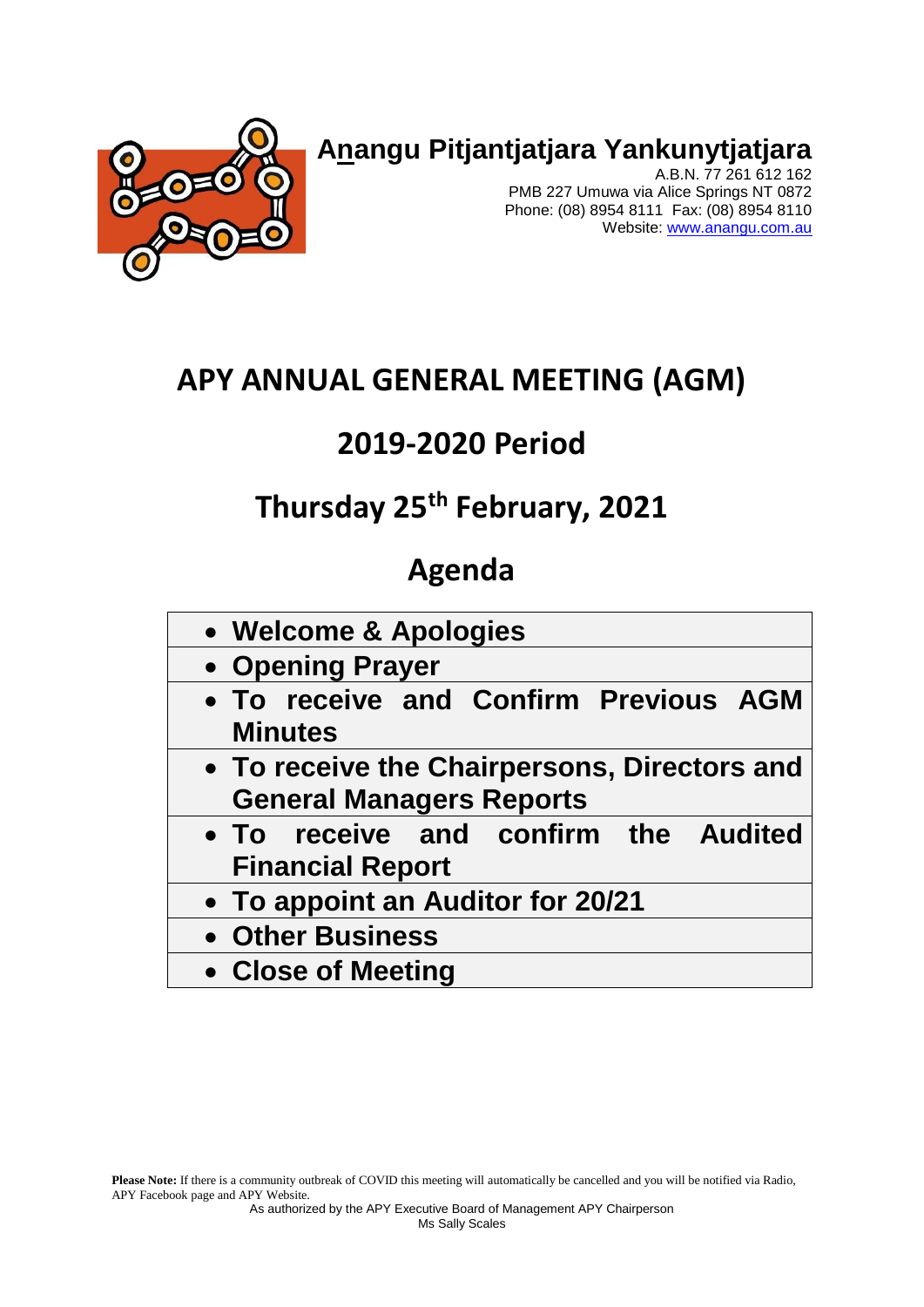**A**nangu **Pitjantjatjara Yankunytjatjara**

A.B.N. 77 261 612 162
PMB 227 Umuwa via Alice Springs NT 0872
Phone: (08) 8954 8111 Fax: (08) 8954 8110
Website: www.anangu.com.au

# APY ANNUAL GENERAL MEETING (AGM)

## 2019-2020 Period

## Thursday 25th February, 2021

## Agenda

- **Welcome & Apologies**
- **Opening Prayer**
- **To receive and Confirm Previous AGM Minutes**
- **To receive the Chairpersons, Directors and General Managers Reports**
- **To receive and confirm the Audited Financial Report**
- **To appoint an Auditor for 20/21**
- **Other Business**
- **Close of Meeting**

**Please Note:** If there is a community outbreak of COVID this meeting will automatically be cancelled and you will be notified via Radio, APY Facebook page and APY Website.

As authorized by the APY Executive Board of Management APY Chairperson
Ms Sally Scales